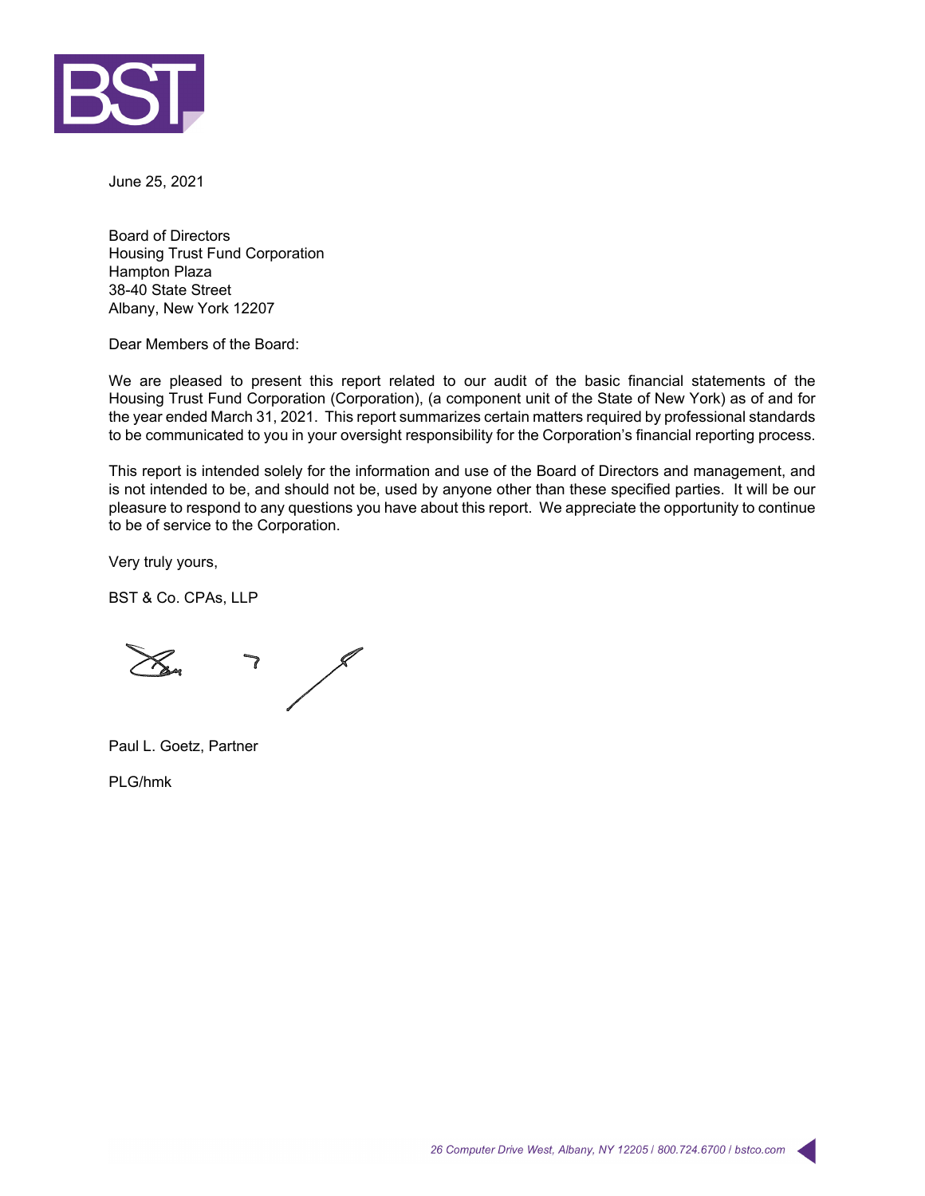BST

June 25, 2021

Board of Directors
Housing Trust Fund Corporation
Hampton Plaza
38-40 State Street
Albany, New York 12207

Dear Members of the Board:

We are pleased to present this report related to our audit of the basic financial statements of the Housing Trust Fund Corporation (Corporation), (a component unit of the State of New York) as of and for the year ended March 31, 2021. This report summarizes certain matters required by professional standards to be communicated to you in your oversight responsibility for the Corporation's financial reporting process.

This report is intended solely for the information and use of the Board of Directors and management, and is not intended to be, and should not be, used by anyone other than these specified parties. It will be our pleasure to respond to any questions you have about this report. We appreciate the opportunity to continue to be of service to the Corporation.

Very truly yours,

BST & Co. CPAs, LLP

Paul L. Goetz, Partner

PLG/hmk

*26 Computer Drive West, Albany, NY 12205 / 800.724.6700 / bstco.com*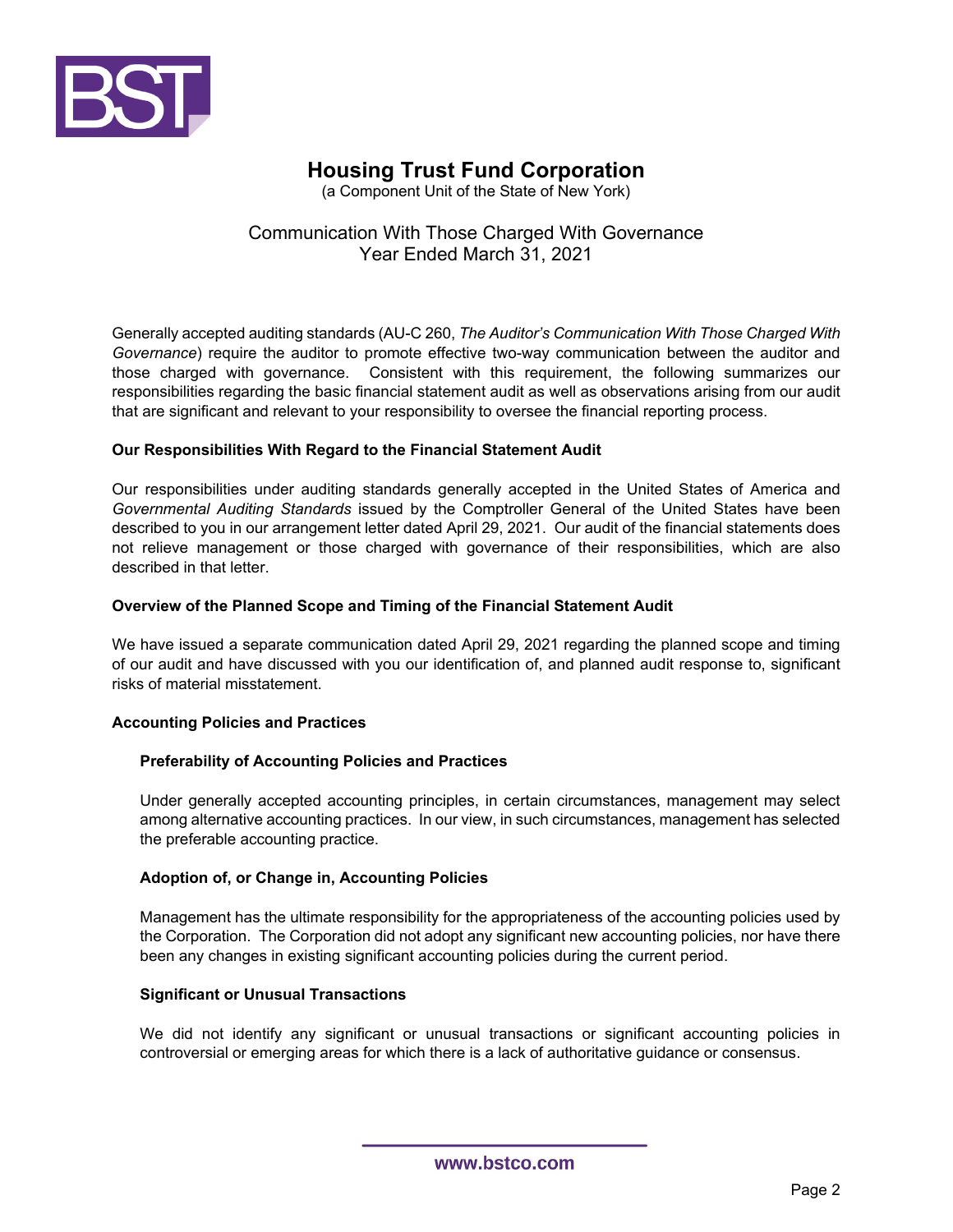# Housing Trust Fund Corporation

(a Component Unit of the State of New York)

## Communication With Those Charged With Governance
## Year Ended March 31, 2021

Generally accepted auditing standards (AU-C 260, *The Auditor's Communication With Those Charged With Governance*) require the auditor to promote effective two-way communication between the auditor and those charged with governance. Consistent with this requirement, the following summarizes our responsibilities regarding the basic financial statement audit as well as observations arising from our audit that are significant and relevant to your responsibility to oversee the financial reporting process.

### Our Responsibilities With Regard to the Financial Statement Audit

Our responsibilities under auditing standards generally accepted in the United States of America and *Governmental Auditing Standards* issued by the Comptroller General of the United States have been described to you in our arrangement letter dated April 29, 2021. Our audit of the financial statements does not relieve management or those charged with governance of their responsibilities, which are also described in that letter.

### Overview of the Planned Scope and Timing of the Financial Statement Audit

We have issued a separate communication dated April 29, 2021 regarding the planned scope and timing of our audit and have discussed with you our identification of, and planned audit response to, significant risks of material misstatement.

### Accounting Policies and Practices

#### Preferability of Accounting Policies and Practices

Under generally accepted accounting principles, in certain circumstances, management may select among alternative accounting practices. In our view, in such circumstances, management has selected the preferable accounting practice.

#### Adoption of, or Change in, Accounting Policies

Management has the ultimate responsibility for the appropriateness of the accounting policies used by the Corporation. The Corporation did not adopt any significant new accounting policies, nor have there been any changes in existing significant accounting policies during the current period.

#### Significant or Unusual Transactions

We did not identify any significant or unusual transactions or significant accounting policies in controversial or emerging areas for which there is a lack of authoritative guidance or consensus.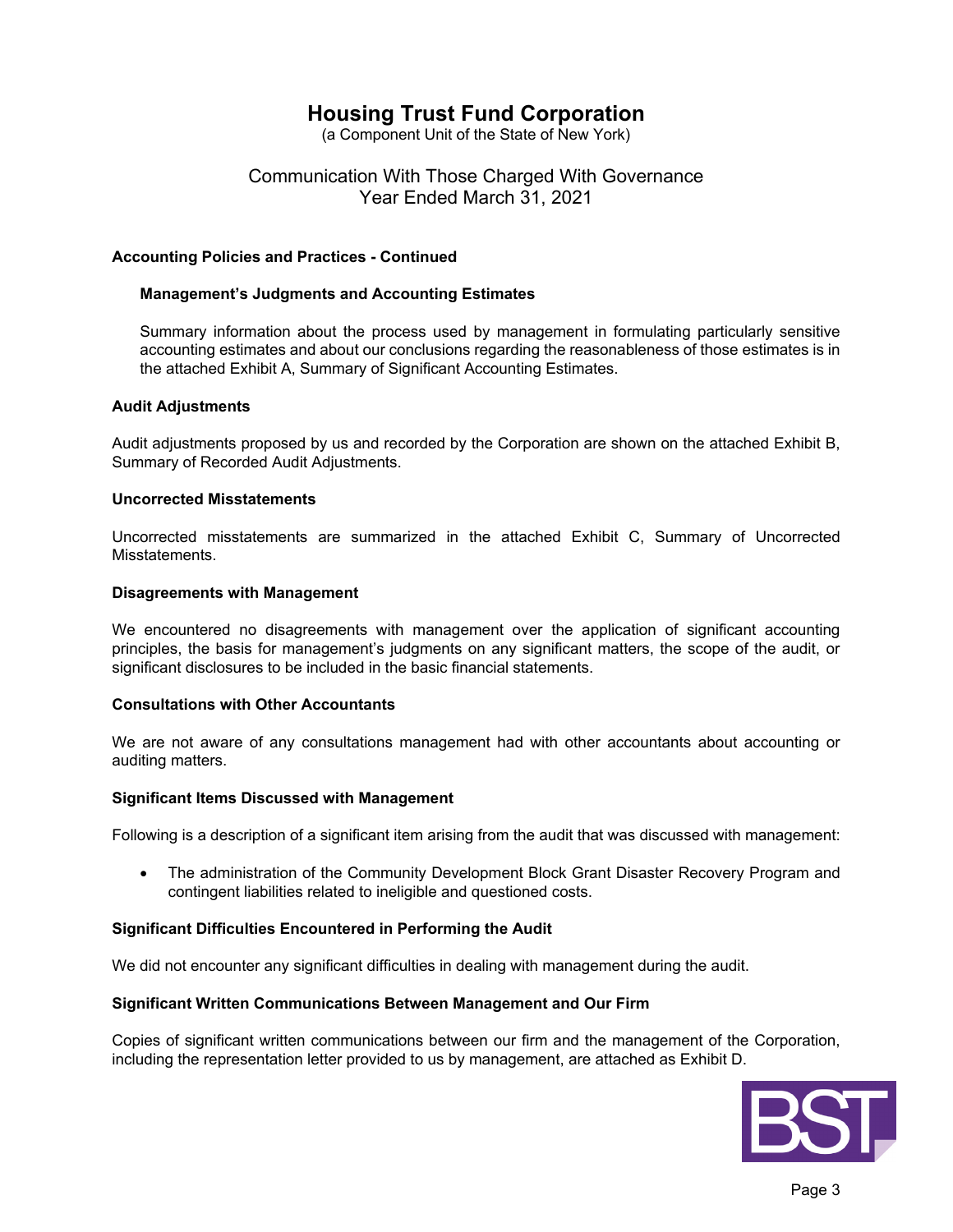# Housing Trust Fund Corporation

(a Component Unit of the State of New York)

## Communication With Those Charged With Governance
Year Ended March 31, 2021

### Accounting Policies and Practices - Continued

#### Management's Judgments and Accounting Estimates

Summary information about the process used by management in formulating particularly sensitive accounting estimates and about our conclusions regarding the reasonableness of those estimates is in the attached Exhibit A, Summary of Significant Accounting Estimates.

### Audit Adjustments

Audit adjustments proposed by us and recorded by the Corporation are shown on the attached Exhibit B, Summary of Recorded Audit Adjustments.

### Uncorrected Misstatements

Uncorrected misstatements are summarized in the attached Exhibit C, Summary of Uncorrected Misstatements.

### Disagreements with Management

We encountered no disagreements with management over the application of significant accounting principles, the basis for management's judgments on any significant matters, the scope of the audit, or significant disclosures to be included in the basic financial statements.

### Consultations with Other Accountants

We are not aware of any consultations management had with other accountants about accounting or auditing matters.

### Significant Items Discussed with Management

Following is a description of a significant item arising from the audit that was discussed with management:

- The administration of the Community Development Block Grant Disaster Recovery Program and contingent liabilities related to ineligible and questioned costs.

### Significant Difficulties Encountered in Performing the Audit

We did not encounter any significant difficulties in dealing with management during the audit.

### Significant Written Communications Between Management and Our Firm

Copies of significant written communications between our firm and the management of the Corporation, including the representation letter provided to us by management, are attached as Exhibit D.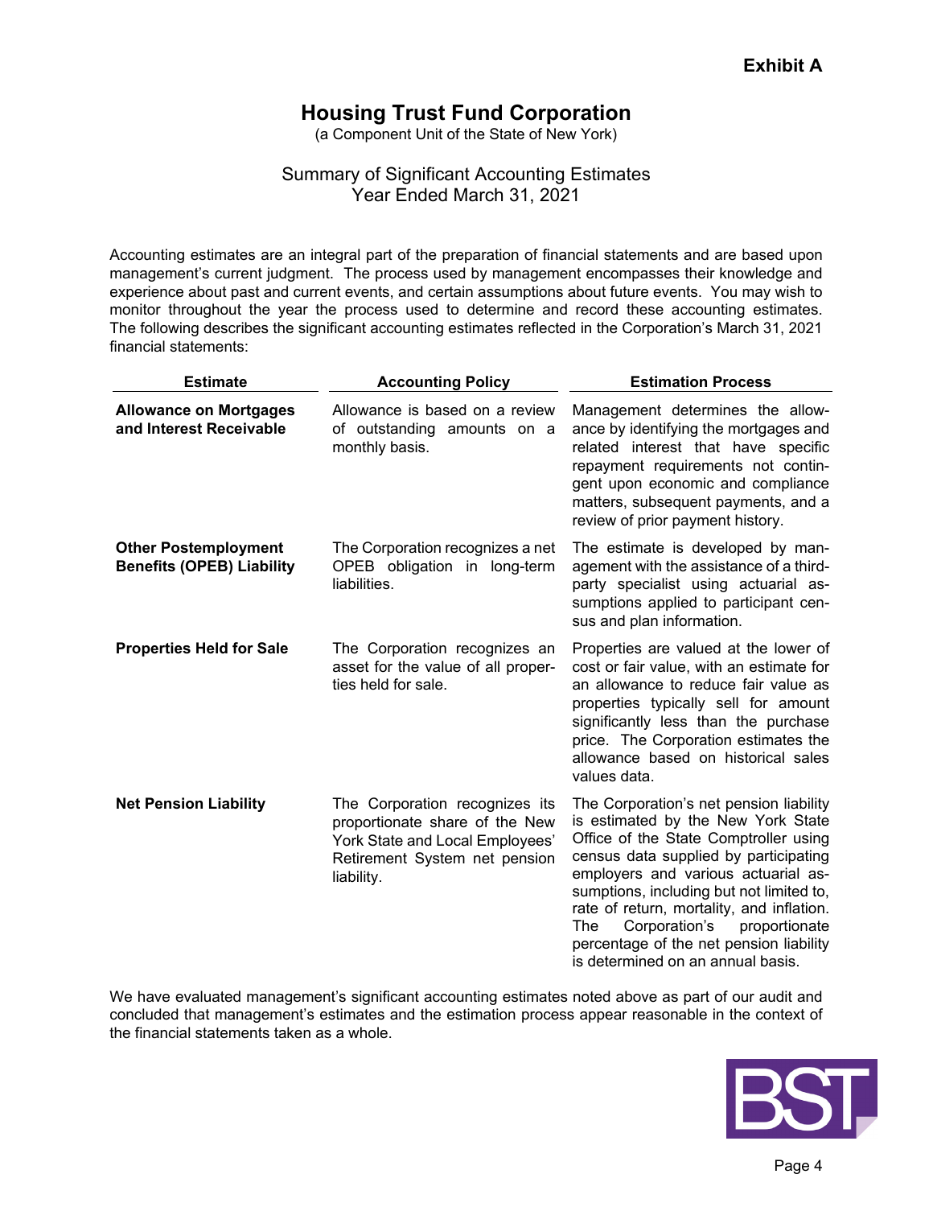**Exhibit A**

# Housing Trust Fund Corporation

(a Component Unit of the State of New York)

## Summary of Significant Accounting Estimates
Year Ended March 31, 2021

Accounting estimates are an integral part of the preparation of financial statements and are based upon management's current judgment. The process used by management encompasses their knowledge and experience about past and current events, and certain assumptions about future events. You may wish to monitor throughout the year the process used to determine and record these accounting estimates. The following describes the significant accounting estimates reflected in the Corporation's March 31, 2021 financial statements:

| Estimate | Accounting Policy | Estimation Process |
|---|---|---|
| **Allowance on Mortgages and Interest Receivable** | Allowance is based on a review of outstanding amounts on a monthly basis. | Management determines the allowance by identifying the mortgages and related interest that have specific repayment requirements not contingent upon economic and compliance matters, subsequent payments, and a review of prior payment history. |
| **Other Postemployment Benefits (OPEB) Liability** | The Corporation recognizes a net OPEB obligation in long-term liabilities. | The estimate is developed by management with the assistance of a third-party specialist using actuarial assumptions applied to participant census and plan information. |
| **Properties Held for Sale** | The Corporation recognizes an asset for the value of all properties held for sale. | Properties are valued at the lower of cost or fair value, with an estimate for an allowance to reduce fair value as properties typically sell for amount significantly less than the purchase price. The Corporation estimates the allowance based on historical sales values data. |
| **Net Pension Liability** | The Corporation recognizes its proportionate share of the New York State and Local Employees' Retirement System net pension liability. | The Corporation's net pension liability is estimated by the New York State Office of the State Comptroller using census data supplied by participating employers and various actuarial assumptions, including but not limited to, rate of return, mortality, and inflation. The Corporation's proportionate percentage of the net pension liability is determined on an annual basis. |

We have evaluated management's significant accounting estimates noted above as part of our audit and concluded that management's estimates and the estimation process appear reasonable in the context of the financial statements taken as a whole.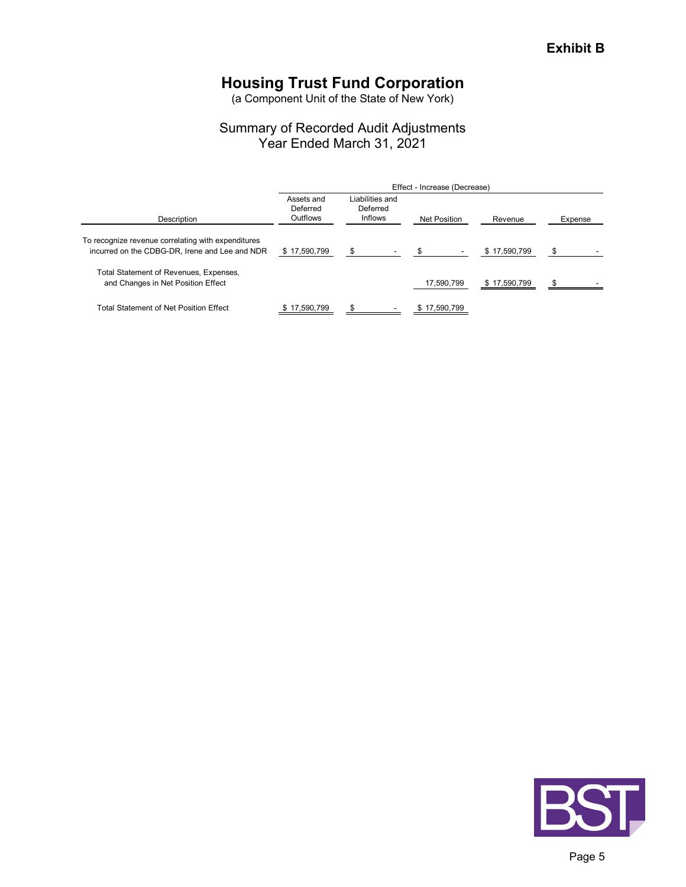**Exhibit B**

# Housing Trust Fund Corporation

(a Component Unit of the State of New York)

## Summary of Recorded Audit Adjustments
## Year Ended March 31, 2021

| | Effect - Increase (Decrease) | | | | |
|---|---|---|---|---|---|
| Description | Assets and Deferred Outflows | Liabilities and Deferred Inflows | Net Position | Revenue | Expense |
| To recognize revenue correlating with expenditures incurred on the CDBG-DR, Irene and Lee and NDR | $ 17,590,799 | $ - | $ - | $ 17,590,799 | $ - |
| Total Statement of Revenues, Expenses, and Changes in Net Position Effect | | | 17,590,799 | $ 17,590,799 | $ - |
| Total Statement of Net Position Effect | $ 17,590,799 | $ - | $ 17,590,799 | | |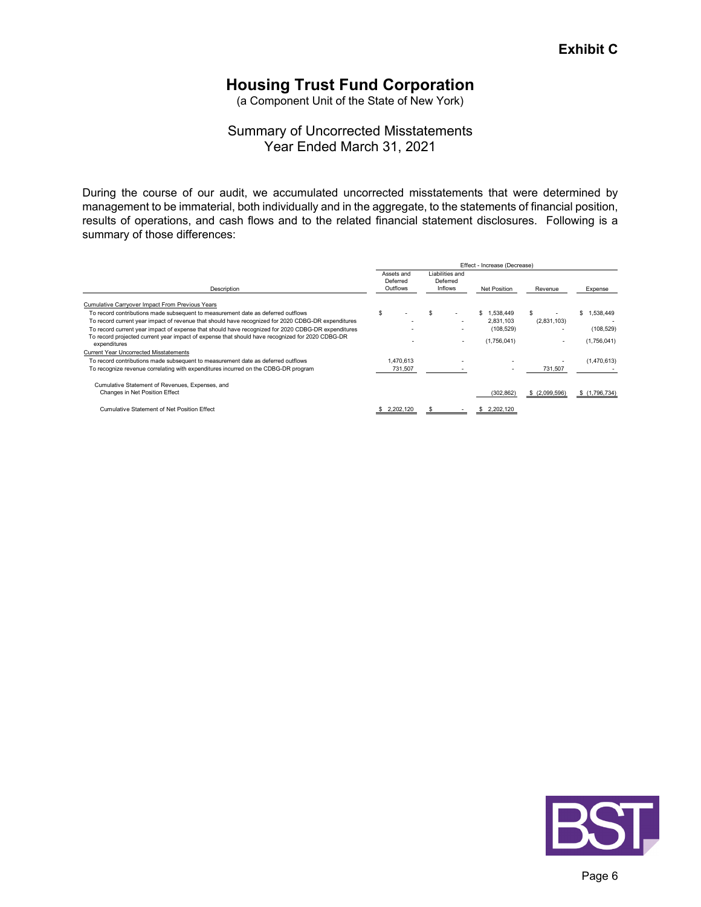Exhibit C

# Housing Trust Fund Corporation

(a Component Unit of the State of New York)

## Summary of Uncorrected Misstatements
Year Ended March 31, 2021

During the course of our audit, we accumulated uncorrected misstatements that were determined by management to be immaterial, both individually and in the aggregate, to the statements of financial position, results of operations, and cash flows and to the related financial statement disclosures. Following is a summary of those differences:

| | Effect - Increase (Decrease) | | | | |
|---|---|---|---|---|---|
| Description | Assets and Deferred Outflows | Liabilities and Deferred Inflows | Net Position | Revenue | Expense |
| Cumulative Carryover Impact From Previous Years | | | | | |
| To record contributions made subsequent to measurement date as deferred outflows | $ - | $ - | $ 1,538,449 | $ - | $ 1,538,449 |
| To record current year impact of revenue that should have recognized for 2020 CDBG-DR expenditures | - | - | 2,831,103 | (2,831,103) | - |
| To record current year impact of expense that should have recognized for 2020 CDBG-DR expenditures | - | - | (108,529) | - | (108,529) |
| To record projected current year impact of expense that should have recognized for 2020 CDBG-DR expenditures | - | - | (1,756,041) | - | (1,756,041) |
| Current Year Uncorrected Misstatements | | | | | |
| To record contributions made subsequent to measurement date as deferred outflows | 1,470,613 | - | - | - | (1,470,613) |
| To recognize revenue correlating with expenditures incurred on the CDBG-DR program | 731,507 | - | - | 731,507 | - |
| Cumulative Statement of Revenues, Expenses, and Changes in Net Position Effect | | | (302,862) | $ (2,099,596) | $ (1,796,734) |
| Cumulative Statement of Net Position Effect | $ 2,202,120 | $ - | $ 2,202,120 | | |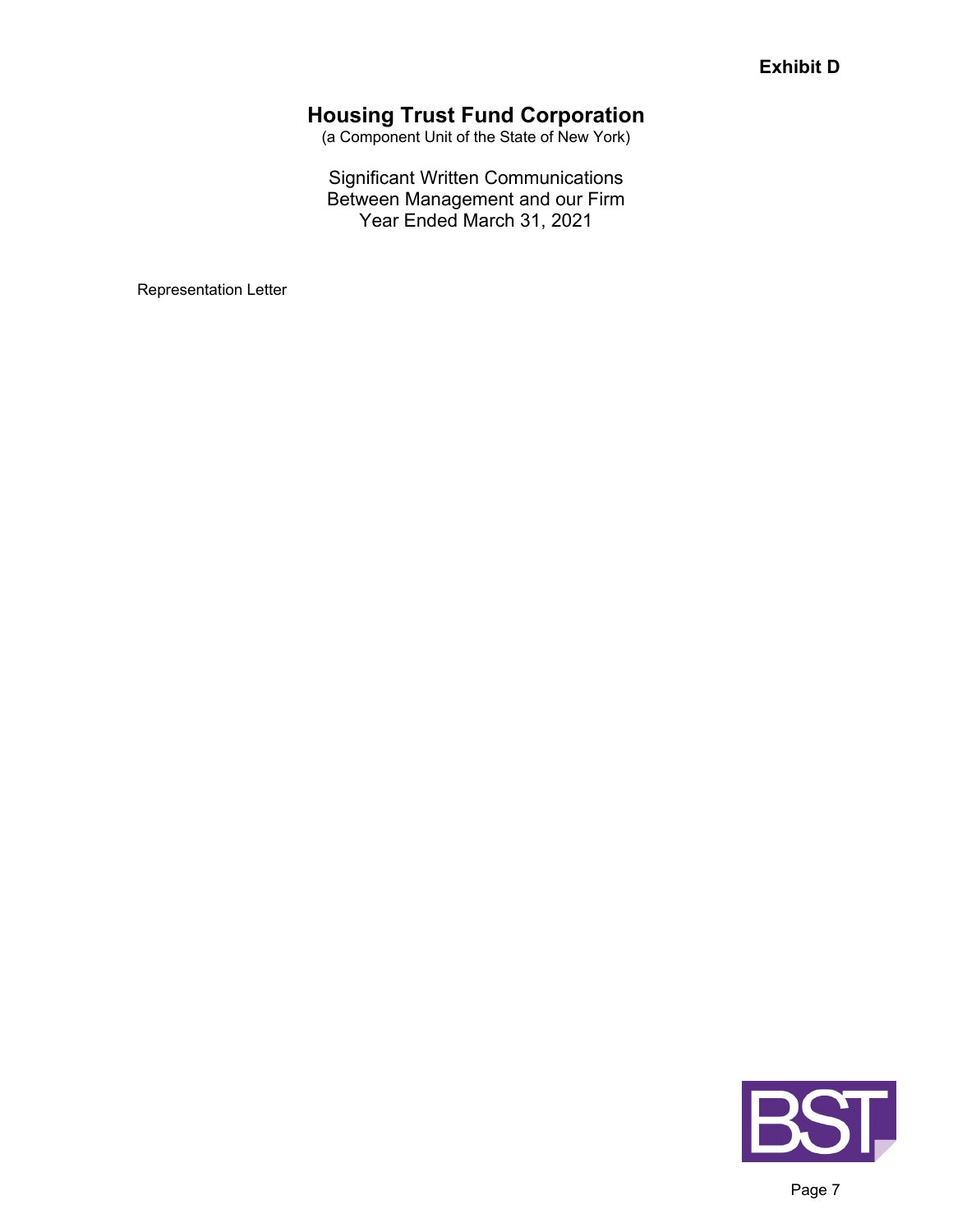**Exhibit D**

# Housing Trust Fund Corporation

(a Component Unit of the State of New York)

Significant Written Communications
Between Management and our Firm
Year Ended March 31, 2021

Representation Letter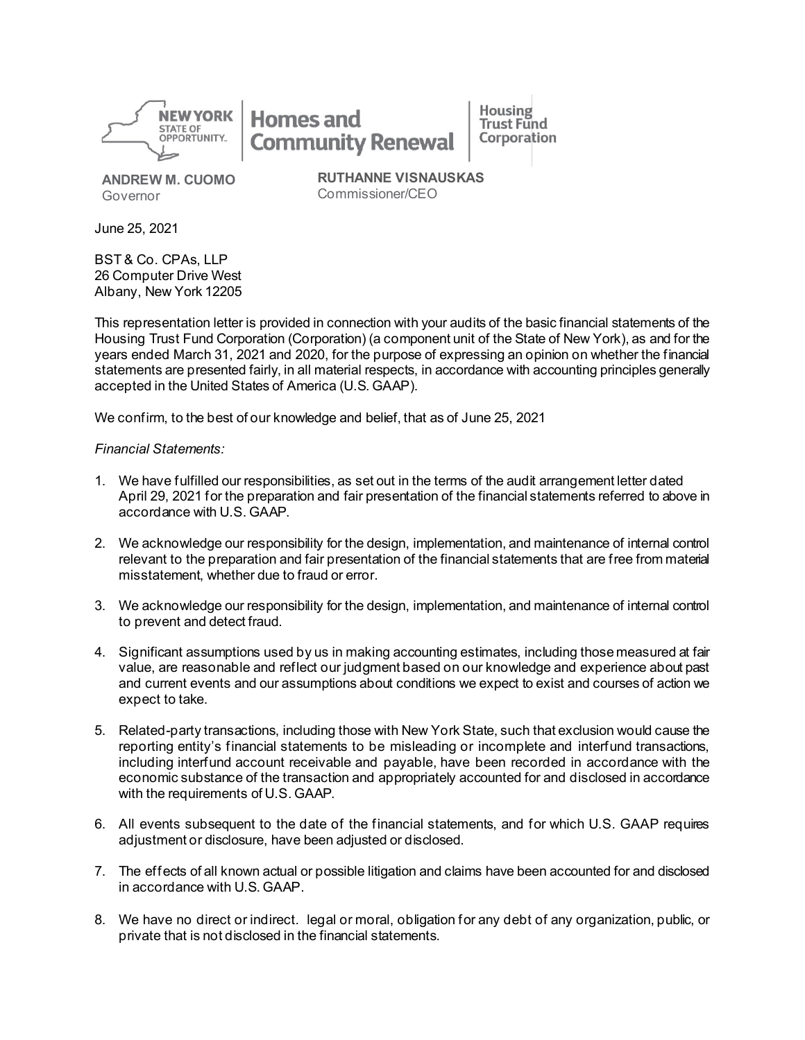NEW YORK STATE OF OPPORTUNITY. | Homes and Community Renewal | Housing Trust Fund Corporation

**ANDREW M. CUOMO**
Governor

**RUTHANNE VISNAUSKAS**
Commissioner/CEO

June 25, 2021

BST & Co. CPAs, LLP
26 Computer Drive West
Albany, New York 12205

This representation letter is provided in connection with your audits of the basic financial statements of the Housing Trust Fund Corporation (Corporation) (a component unit of the State of New York), as and for the years ended March 31, 2021 and 2020, for the purpose of expressing an opinion on whether the financial statements are presented fairly, in all material respects, in accordance with accounting principles generally accepted in the United States of America (U.S. GAAP).

We confirm, to the best of our knowledge and belief, that as of June 25, 2021

*Financial Statements:*

1. We have fulfilled our responsibilities, as set out in the terms of the audit arrangement letter dated April 29, 2021 for the preparation and fair presentation of the financial statements referred to above in accordance with U.S. GAAP.

2. We acknowledge our responsibility for the design, implementation, and maintenance of internal control relevant to the preparation and fair presentation of the financial statements that are free from material misstatement, whether due to fraud or error.

3. We acknowledge our responsibility for the design, implementation, and maintenance of internal control to prevent and detect fraud.

4. Significant assumptions used by us in making accounting estimates, including those measured at fair value, are reasonable and reflect our judgment based on our knowledge and experience about past and current events and our assumptions about conditions we expect to exist and courses of action we expect to take.

5. Related-party transactions, including those with New York State, such that exclusion would cause the reporting entity's financial statements to be misleading or incomplete and interfund transactions, including interfund account receivable and payable, have been recorded in accordance with the economic substance of the transaction and appropriately accounted for and disclosed in accordance with the requirements of U.S. GAAP.

6. All events subsequent to the date of the financial statements, and for which U.S. GAAP requires adjustment or disclosure, have been adjusted or disclosed.

7. The effects of all known actual or possible litigation and claims have been accounted for and disclosed in accordance with U.S. GAAP.

8. We have no direct or indirect. legal or moral, obligation for any debt of any organization, public, or private that is not disclosed in the financial statements.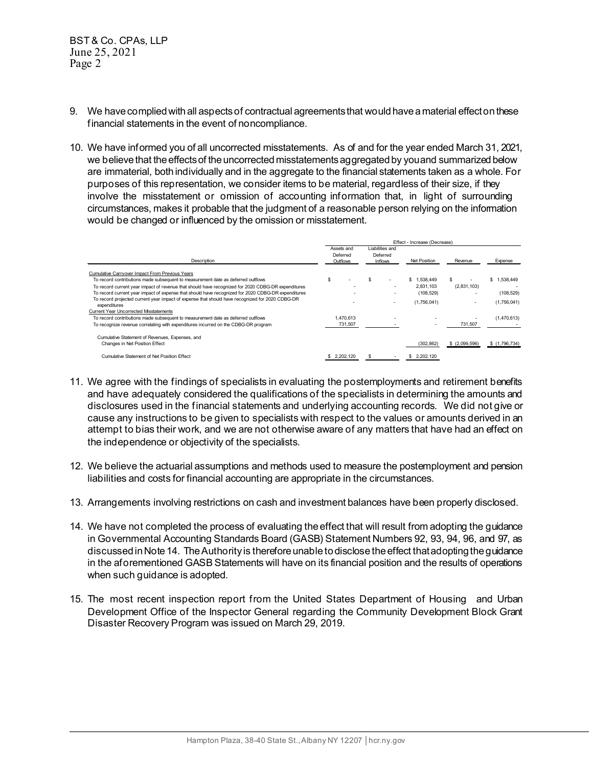BST & Co. CPAs, LLP
June 25, 2021
Page 2

9. We have complied with all aspects of contractual agreements that would have a material effect on these financial statements in the event of noncompliance.

10. We have informed you of all uncorrected misstatements. As of and for the year ended March 31, 2021, we believe that the effects of the uncorrected misstatements aggregated by you and summarized below are immaterial, both individually and in the aggregate to the financial statements taken as a whole. For purposes of this representation, we consider items to be material, regardless of their size, if they involve the misstatement or omission of accounting information that, in light of surrounding circumstances, makes it probable that the judgment of a reasonable person relying on the information would be changed or influenced by the omission or misstatement.

| | Effect - Increase (Decrease) | | | | |
|---|---|---|---|---|---|
| Description | Assets and Deferred Outflows | Liabilities and Deferred Inflows | Net Position | Revenue | Expense |
| Cumulative Carryover Impact From Previous Years | | | | | |
| To record contributions made subsequent to measurement date as deferred outflows | $ - | $ - | $ 1,538,449 | $ - | $ 1,538,449 |
| To record current year impact of revenue that should have recognized for 2020 CDBG-DR expenditures | - | - | 2,831,103 | (2,831,103) | - |
| To record current year impact of expense that should have recognized for 2020 CDBG-DR expenditures | - | - | (108,529) | - | (108,529) |
| To record projected current year impact of expense that should have recognized for 2020 CDBG-DR expenditures | - | - | (1,756,041) | - | (1,756,041) |
| Current Year Uncorrected Misstatements | | | | | |
| To record contributions made subsequent to measurement date as deferred outflows | 1,470,613 | - | - | - | (1,470,613) |
| To recognize revenue correlating with expenditures incurred on the CDBG-DR program | 731,507 | - | - | 731,507 | - |
| Cumulative Statement of Revenues, Expenses, and Changes in Net Position Effect | | | (302,862) | $ (2,099,596) | $ (1,796,734) |
| Cumulative Statement of Net Position Effect | $ 2,202,120 | $ - | $ 2,202,120 | | |

11. We agree with the findings of specialists in evaluating the postemployments and retirement benefits and have adequately considered the qualifications of the specialists in determining the amounts and disclosures used in the financial statements and underlying accounting records. We did not give or cause any instructions to be given to specialists with respect to the values or amounts derived in an attempt to bias their work, and we are not otherwise aware of any matters that have had an effect on the independence or objectivity of the specialists.

12. We believe the actuarial assumptions and methods used to measure the postemployment and pension liabilities and costs for financial accounting are appropriate in the circumstances.

13. Arrangements involving restrictions on cash and investment balances have been properly disclosed.

14. We have not completed the process of evaluating the effect that will result from adopting the guidance in Governmental Accounting Standards Board (GASB) Statement Numbers 92, 93, 94, 96, and 97, as discussed in Note 14. The Authority is therefore unable to disclose the effect that adopting the guidance in the aforementioned GASB Statements will have on its financial position and the results of operations when such guidance is adopted.

15. The most recent inspection report from the United States Department of Housing and Urban Development Office of the Inspector General regarding the Community Development Block Grant Disaster Recovery Program was issued on March 29, 2019.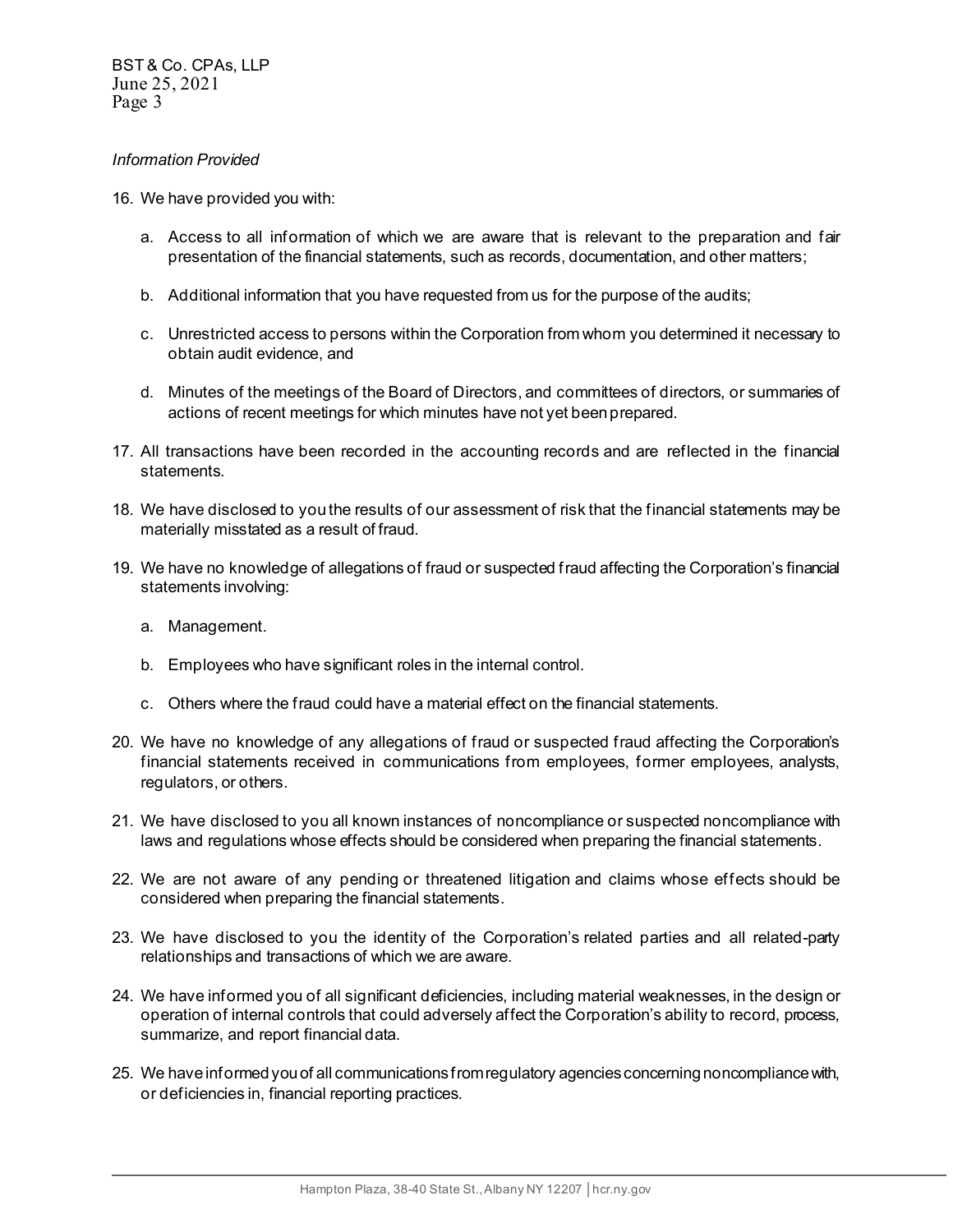*Information Provided*

16. We have provided you with:

    a. Access to all information of which we are aware that is relevant to the preparation and fair presentation of the financial statements, such as records, documentation, and other matters;

    b. Additional information that you have requested from us for the purpose of the audits;

    c. Unrestricted access to persons within the Corporation from whom you determined it necessary to obtain audit evidence, and

    d. Minutes of the meetings of the Board of Directors, and committees of directors, or summaries of actions of recent meetings for which minutes have not yet been prepared.

17. All transactions have been recorded in the accounting records and are reflected in the financial statements.

18. We have disclosed to you the results of our assessment of risk that the financial statements may be materially misstated as a result of fraud.

19. We have no knowledge of allegations of fraud or suspected fraud affecting the Corporation's financial statements involving:

    a. Management.

    b. Employees who have significant roles in the internal control.

    c. Others where the fraud could have a material effect on the financial statements.

20. We have no knowledge of any allegations of fraud or suspected fraud affecting the Corporation's financial statements received in communications from employees, former employees, analysts, regulators, or others.

21. We have disclosed to you all known instances of noncompliance or suspected noncompliance with laws and regulations whose effects should be considered when preparing the financial statements.

22. We are not aware of any pending or threatened litigation and claims whose effects should be considered when preparing the financial statements.

23. We have disclosed to you the identity of the Corporation's related parties and all related-party relationships and transactions of which we are aware.

24. We have informed you of all significant deficiencies, including material weaknesses, in the design or operation of internal controls that could adversely affect the Corporation's ability to record, process, summarize, and report financial data.

25. We have informed you of all communications from regulatory agencies concerning noncompliance with, or deficiencies in, financial reporting practices.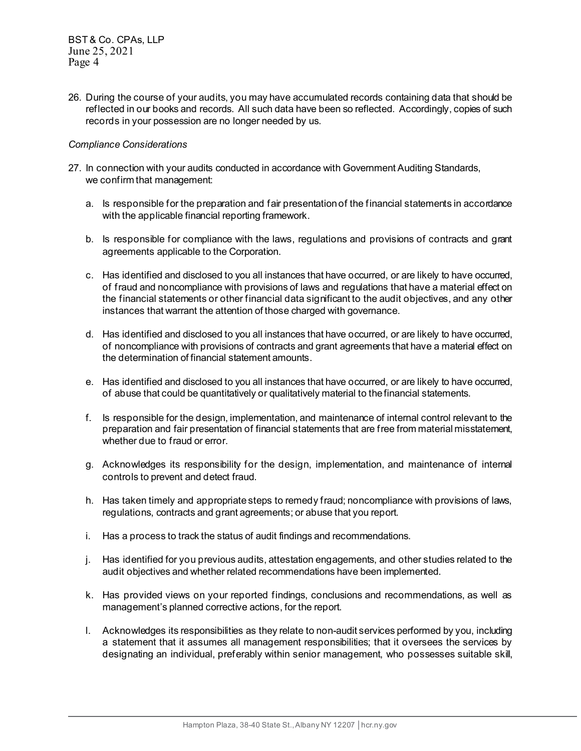26. During the course of your audits, you may have accumulated records containing data that should be reflected in our books and records. All such data have been so reflected. Accordingly, copies of such records in your possession are no longer needed by us.

*Compliance Considerations*

27. In connection with your audits conducted in accordance with Government Auditing Standards, we confirm that management:

    a. Is responsible for the preparation and fair presentation of the financial statements in accordance with the applicable financial reporting framework.

    b. Is responsible for compliance with the laws, regulations and provisions of contracts and grant agreements applicable to the Corporation.

    c. Has identified and disclosed to you all instances that have occurred, or are likely to have occurred, of fraud and noncompliance with provisions of laws and regulations that have a material effect on the financial statements or other financial data significant to the audit objectives, and any other instances that warrant the attention of those charged with governance.

    d. Has identified and disclosed to you all instances that have occurred, or are likely to have occurred, of noncompliance with provisions of contracts and grant agreements that have a material effect on the determination of financial statement amounts.

    e. Has identified and disclosed to you all instances that have occurred, or are likely to have occurred, of abuse that could be quantitatively or qualitatively material to the financial statements.

    f. Is responsible for the design, implementation, and maintenance of internal control relevant to the preparation and fair presentation of financial statements that are free from material misstatement, whether due to fraud or error.

    g. Acknowledges its responsibility for the design, implementation, and maintenance of internal controls to prevent and detect fraud.

    h. Has taken timely and appropriate steps to remedy fraud; noncompliance with provisions of laws, regulations, contracts and grant agreements; or abuse that you report.

    i. Has a process to track the status of audit findings and recommendations.

    j. Has identified for you previous audits, attestation engagements, and other studies related to the audit objectives and whether related recommendations have been implemented.

    k. Has provided views on your reported findings, conclusions and recommendations, as well as management's planned corrective actions, for the report.

    l. Acknowledges its responsibilities as they relate to non-audit services performed by you, including a statement that it assumes all management responsibilities; that it oversees the services by designating an individual, preferably within senior management, who possesses suitable skill,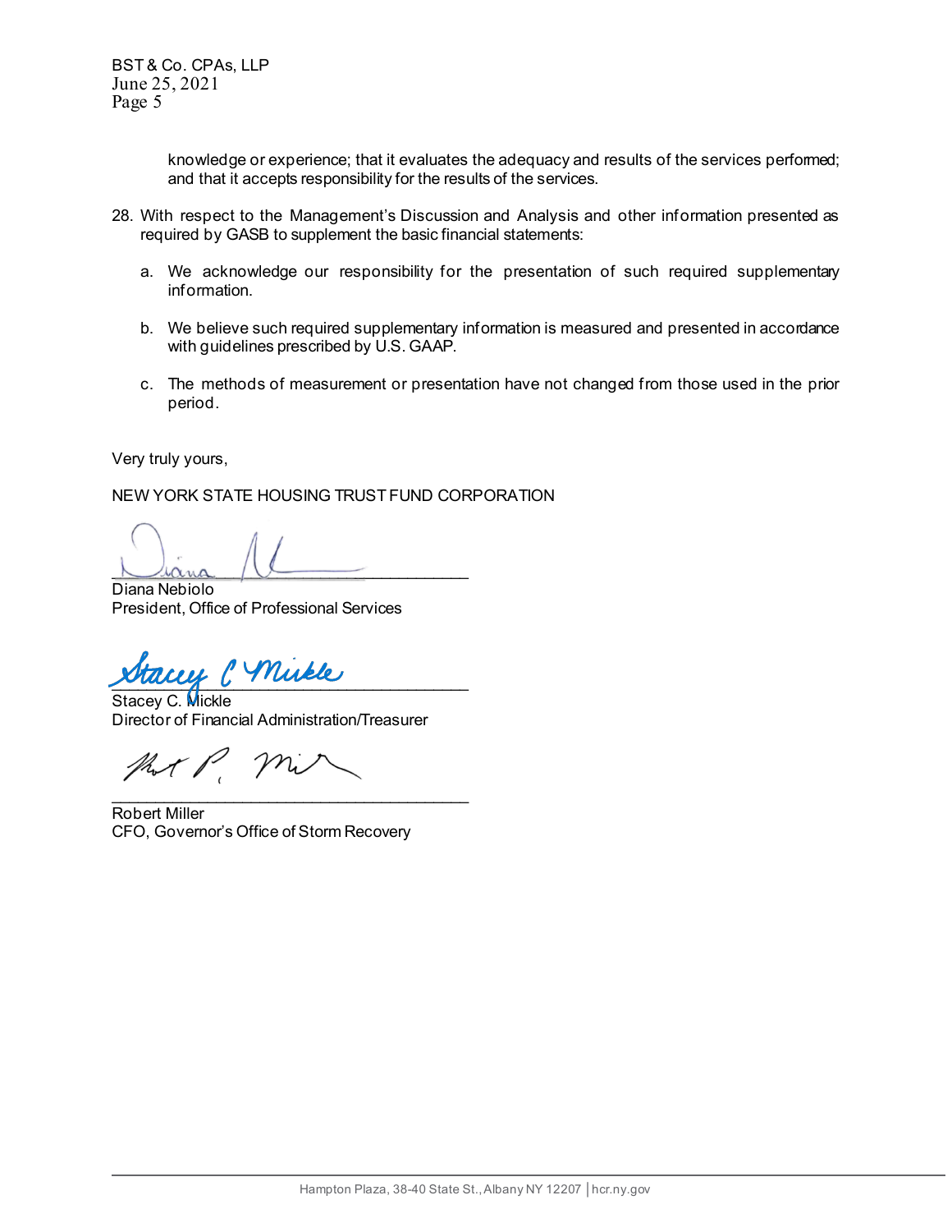BST & Co. CPAs, LLP
June 25, 2021
Page 5

knowledge or experience; that it evaluates the adequacy and results of the services performed; and that it accepts responsibility for the results of the services.

28. With respect to the Management's Discussion and Analysis and other information presented as required by GASB to supplement the basic financial statements:

    a. We acknowledge our responsibility for the presentation of such required supplementary information.

    b. We believe such required supplementary information is measured and presented in accordance with guidelines prescribed by U.S. GAAP.

    c. The methods of measurement or presentation have not changed from those used in the prior period.

Very truly yours,

NEW YORK STATE HOUSING TRUST FUND CORPORATION

\_\_\_\_\_\_\_\_\_\_\_\_\_\_\_\_\_\_\_\_\_\_\_\_\_\_\_\_\_\_\_\_\_\_\_\_\_\_
Diana Nebiolo
President, Office of Professional Services

\_\_\_\_\_\_\_\_\_\_\_\_\_\_\_\_\_\_\_\_\_\_\_\_\_\_\_\_\_\_\_\_\_\_\_\_\_\_
Stacey C. Mickle
Director of Financial Administration/Treasurer

\_\_\_\_\_\_\_\_\_\_\_\_\_\_\_\_\_\_\_\_\_\_\_\_\_\_\_\_\_\_\_\_\_\_\_\_\_\_
Robert Miller
CFO, Governor's Office of Storm Recovery

Hampton Plaza, 38-40 State St., Albany NY 12207 | hcr.ny.gov